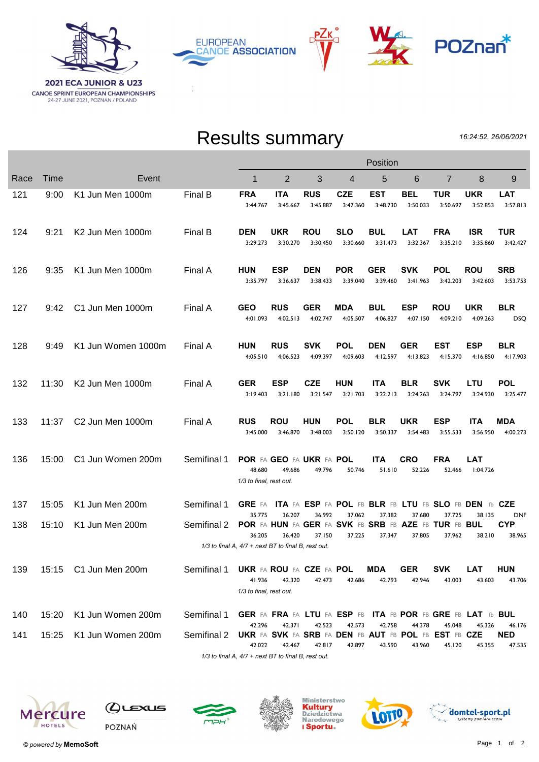2021 ECA JUNIOR & U23
CANOE SPRINT EUROPEAN CHAMPIONSHIPS
24-27 JUNE 2021, POZNAN / POLAND

# Results summary

16:24:52, 26/06/2021

| Race | Time | Event | | Position 1 | 2 | 3 | 4 | 5 | 6 | 7 | 8 | 9 |
|---|---|---|---|---|---|---|---|---|---|---|---|---|
| 121 | 9:00 | K1 Jun Men 1000m | Final B | **FRA** 3:44.767 | **ITA** 3:45.667 | **RUS** 3:45.887 | **CZE** 3:47.360 | **EST** 3:48.730 | **BEL** 3:50.033 | **TUR** 3:50.697 | **UKR** 3:52.853 | **LAT** 3:57.813 |
| 124 | 9:21 | K2 Jun Men 1000m | Final B | **DEN** 3:29.273 | **UKR** 3:30.270 | **ROU** 3:30.450 | **SLO** 3:30.660 | **BUL** 3:31.473 | **LAT** 3:32.367 | **FRA** 3:35.210 | **ISR** 3:35.860 | **TUR** 3:42.427 |
| 126 | 9:35 | K1 Jun Men 1000m | Final A | **HUN** 3:35.797 | **ESP** 3:36.637 | **DEN** 3:38.433 | **POR** 3:39.040 | **GER** 3:39.460 | **SVK** 3:41.963 | **POL** 3:42.203 | **ROU** 3:42.603 | **SRB** 3:53.753 |
| 127 | 9:42 | C1 Jun Men 1000m | Final A | **GEO** 4:01.093 | **RUS** 4:02.513 | **GER** 4:02.747 | **MDA** 4:05.507 | **BUL** 4:06.827 | **ESP** 4:07.150 | **ROU** 4:09.210 | **UKR** 4:09.263 | **BLR** DSQ |
| 128 | 9:49 | K1 Jun Women 1000m | Final A | **HUN** 4:05.510 | **RUS** 4:06.523 | **SVK** 4:09.397 | **POL** 4:09.603 | **DEN** 4:12.597 | **GER** 4:13.823 | **EST** 4:15.370 | **ESP** 4:16.850 | **BLR** 4:17.903 |
| 132 | 11:30 | K2 Jun Men 1000m | Final A | **GER** 3:19.403 | **ESP** 3:21.180 | **CZE** 3:21.547 | **HUN** 3:21.703 | **ITA** 3:22.213 | **BLR** 3:24.263 | **SVK** 3:24.797 | **LTU** 3:24.930 | **POL** 3:25.477 |
| 133 | 11:37 | C2 Jun Men 1000m | Final A | **RUS** 3:45.000 | **ROU** 3:46.870 | **HUN** 3:48.003 | **POL** 3:50.120 | **BLR** 3:50.337 | **UKR** 3:54.483 | **ESP** 3:55.533 | **ITA** 3:56.950 | **MDA** 4:00.273 |
| 136 | 15:00 | C1 Jun Women 200m | Semifinal 1 | **POR** FA 48.680 | **GEO** FA 49.686 | **UKR** FA 49.796 | **POL** 50.746 | **ITA** 51.610 | **CRO** 52.226 | **FRA** 52.466 | **LAT** 1:04.726 | |
| | | | | *1/3 to final, rest out.* | | | | | | | | |
| 137 | 15:05 | K1 Jun Men 200m | Semifinal 1 | **GRE** FA 35.775 | **ITA** FA 36.207 | **ESP** FA 36.992 | **POL** FB 37.062 | **BLR** FB 37.382 | **LTU** FB 37.680 | **SLO** FB 37.725 | **DEN** fb 38.135 | **CZE** DNF |
| 138 | 15:10 | K1 Jun Men 200m | Semifinal 2 | **POR** FA 36.205 | **HUN** FA 36.420 | **GER** FA 37.150 | **SVK** FB 37.225 | **SRB** FB 37.347 | **AZE** FB 37.805 | **TUR** FB 37.962 | **BUL** 38.210 | **CYP** 38.965 |
| | | | | *1/3 to final A, 4/7 + next BT to final B, rest out.* | | | | | | | | |
| 139 | 15:15 | C1 Jun Men 200m | Semifinal 1 | **UKR** FA 41.936 | **ROU** FA 42.320 | **CZE** FA 42.473 | **POL** 42.686 | **MDA** 42.793 | **GER** 42.946 | **SVK** 43.003 | **LAT** 43.603 | **HUN** 43.706 |
| | | | | *1/3 to final, rest out.* | | | | | | | | |
| 140 | 15:20 | K1 Jun Women 200m | Semifinal 1 | **GER** FA 42.296 | **FRA** FA 42.371 | **LTU** FA 42.523 | **ESP** FB 42.573 | **ITA** FB 42.758 | **POR** FB 44.378 | **GRE** FB 45.048 | **LAT** fb 45.326 | **BUL** 46.176 |
| 141 | 15:25 | K1 Jun Women 200m | Semifinal 2 | **UKR** FA 42.022 | **SVK** FA 42.467 | **SRB** FA 42.817 | **DEN** FB 42.897 | **AUT** FB 43.590 | **POL** FB 43.960 | **EST** FB 45.120 | **CZE** 45.355 | **NED** 47.535 |
| | | | | *1/3 to final A, 4/7 + next BT to final B, rest out.* | | | | | | | | |

© powered by **MemoSoft**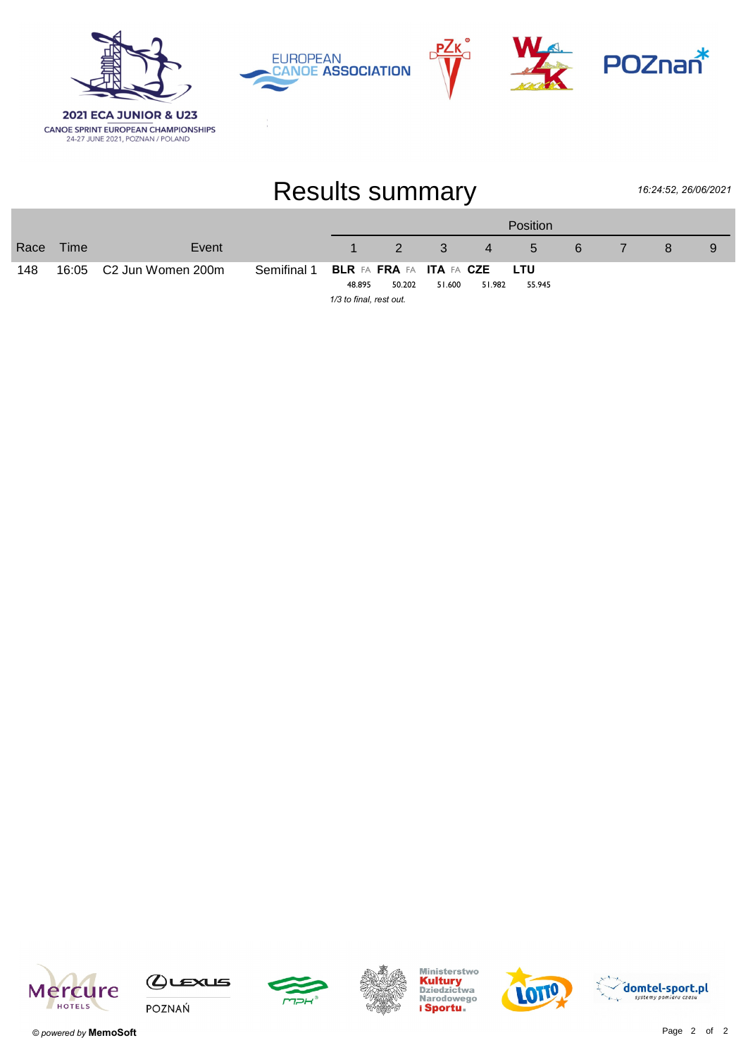2021 ECA JUNIOR & U23
CANOE SPRINT EUROPEAN CHAMPIONSHIPS
24-27 JUNE 2021, POZNAN / POLAND

# Results summary

*16:24:52, 26/06/2021*

| Race | Time | Event | | Position 1 | 2 | 3 | 4 | 5 | 6 | 7 | 8 | 9 |
|---|---|---|---|---|---|---|---|---|---|---|---|---|
| 148 | 16:05 | C2 Jun Women 200m | Semifinal 1 | **BLR** FA 48.895 | **FRA** FA 50.202 | **ITA** FA 51.600 | **CZE** 51.982 | **LTU** 55.945 | | | | |

*1/3 to final, rest out.*

© *powered by* **MemoSoft**